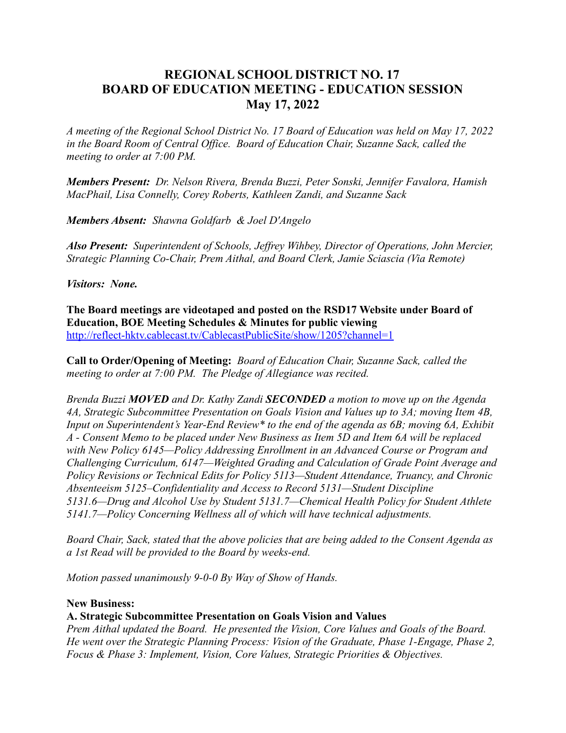# REGIONAL SCHOOL DISTRICT NO. 17
# BOARD OF EDUCATION MEETING - EDUCATION SESSION
# May 17, 2022

*A meeting of the Regional School District No. 17 Board of Education was held on May 17, 2022 in the Board Room of Central Office. Board of Education Chair, Suzanne Sack, called the meeting to order at 7:00 PM.*

***Members Present:*** *Dr. Nelson Rivera, Brenda Buzzi, Peter Sonski, Jennifer Favalora, Hamish MacPhail, Lisa Connelly, Corey Roberts, Kathleen Zandi, and Suzanne Sack*

***Members Absent:*** *Shawna Goldfarb & Joel D'Angelo*

***Also Present:*** *Superintendent of Schools, Jeffrey Wihbey, Director of Operations, John Mercier, Strategic Planning Co-Chair, Prem Aithal, and Board Clerk, Jamie Sciascia (Via Remote)*

***Visitors: None.***

**The Board meetings are videotaped and posted on the RSD17 Website under Board of Education, BOE Meeting Schedules & Minutes for public viewing**
http://reflect-hktv.cablecast.tv/CablecastPublicSite/show/1205?channel=1

**Call to Order/Opening of Meeting:** *Board of Education Chair, Suzanne Sack, called the meeting to order at 7:00 PM. The Pledge of Allegiance was recited.*

*Brenda Buzzi **MOVED** and Dr. Kathy Zandi **SECONDED** a motion to move up on the Agenda 4A, Strategic Subcommittee Presentation on Goals Vision and Values up to 3A; moving Item 4B, Input on Superintendent's Year-End Review\* to the end of the agenda as 6B; moving 6A, Exhibit A - Consent Memo to be placed under New Business as Item 5D and Item 6A will be replaced with New Policy 6145—Policy Addressing Enrollment in an Advanced Course or Program and Challenging Curriculum, 6147—Weighted Grading and Calculation of Grade Point Average and Policy Revisions or Technical Edits for Policy 5113—Student Attendance, Truancy, and Chronic Absenteeism 5125–Confidentiality and Access to Record 5131—Student Discipline 5131.6—Drug and Alcohol Use by Student 5131.7—Chemical Health Policy for Student Athlete 5141.7—Policy Concerning Wellness all of which will have technical adjustments.*

*Board Chair, Sack, stated that the above policies that are being added to the Consent Agenda as a 1st Read will be provided to the Board by weeks-end.*

*Motion passed unanimously 9-0-0 By Way of Show of Hands.*

**New Business:**

**A. Strategic Subcommittee Presentation on Goals Vision and Values**

*Prem Aithal updated the Board. He presented the Vision, Core Values and Goals of the Board. He went over the Strategic Planning Process: Vision of the Graduate, Phase 1-Engage, Phase 2, Focus & Phase 3: Implement, Vision, Core Values, Strategic Priorities & Objectives.*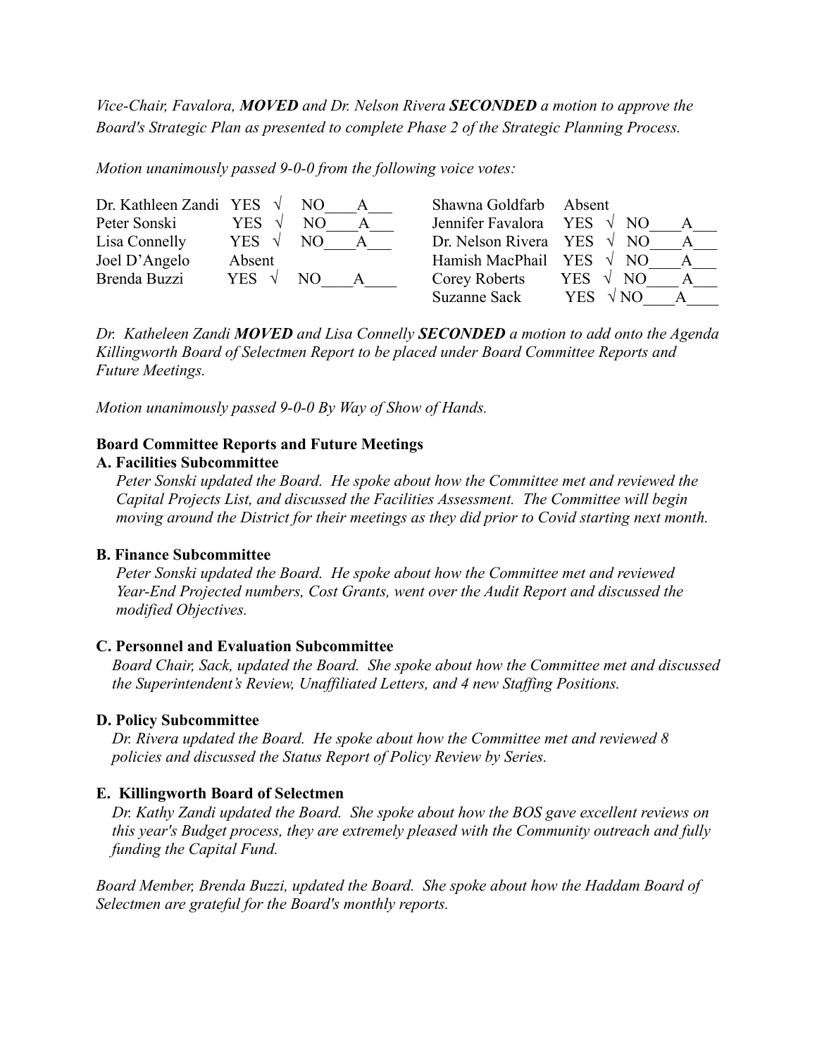*Vice-Chair, Favalora, **MOVED** and Dr. Nelson Rivera **SECONDED** a motion to approve the Board's Strategic Plan as presented to complete Phase 2 of the Strategic Planning Process.*

*Motion unanimously passed 9-0-0 from the following voice votes:*

| | | | |
|---|---|---|---|
| Dr. Kathleen Zandi | YES √ NO____A___ | Shawna Goldfarb | Absent |
| Peter Sonski | YES √ NO____A___ | Jennifer Favalora | YES √ NO____A___ |
| Lisa Connelly | YES √ NO____A___ | Dr. Nelson Rivera | YES √ NO____A___ |
| Joel D'Angelo | Absent | Hamish MacPhail | YES √ NO____A___ |
| Brenda Buzzi | YES √ NO____A____ | Corey Roberts | YES √ NO____A___ |
| | | Suzanne Sack | YES √ NO____A____ |

*Dr. Katheleen Zandi **MOVED** and Lisa Connelly **SECONDED** a motion to add onto the Agenda Killingworth Board of Selectmen Report to be placed under Board Committee Reports and Future Meetings.*

*Motion unanimously passed 9-0-0 By Way of Show of Hands.*

**Board Committee Reports and Future Meetings**

**A. Facilities Subcommittee**

*Peter Sonski updated the Board. He spoke about how the Committee met and reviewed the Capital Projects List, and discussed the Facilities Assessment. The Committee will begin moving around the District for their meetings as they did prior to Covid starting next month.*

**B. Finance Subcommittee**

*Peter Sonski updated the Board. He spoke about how the Committee met and reviewed Year-End Projected numbers, Cost Grants, went over the Audit Report and discussed the modified Objectives.*

**C. Personnel and Evaluation Subcommittee**

*Board Chair, Sack, updated the Board. She spoke about how the Committee met and discussed the Superintendent's Review, Unaffiliated Letters, and 4 new Staffing Positions.*

**D. Policy Subcommittee**

*Dr. Rivera updated the Board. He spoke about how the Committee met and reviewed 8 policies and discussed the Status Report of Policy Review by Series.*

**E. Killingworth Board of Selectmen**

*Dr. Kathy Zandi updated the Board. She spoke about how the BOS gave excellent reviews on this year's Budget process, they are extremely pleased with the Community outreach and fully funding the Capital Fund.*

*Board Member, Brenda Buzzi, updated the Board. She spoke about how the Haddam Board of Selectmen are grateful for the Board's monthly reports.*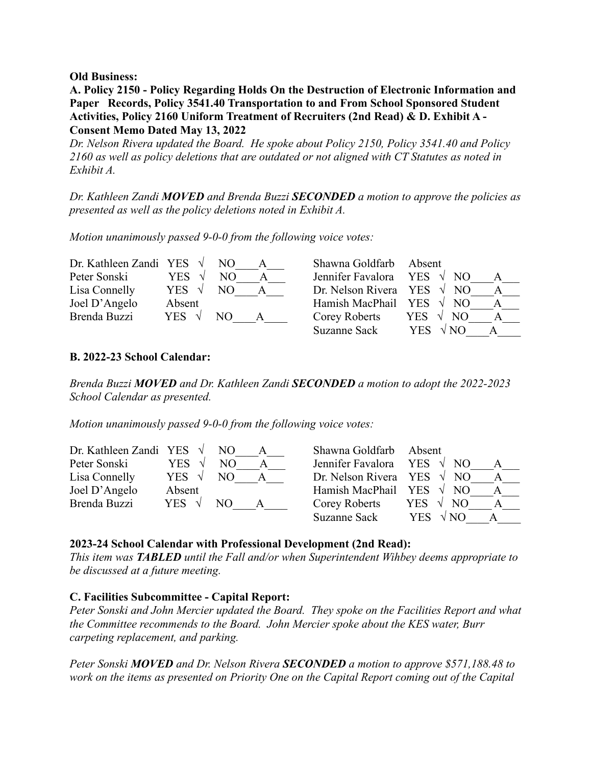**Old Business:**

**A. Policy 2150 - Policy Regarding Holds On the Destruction of Electronic Information and Paper Records, Policy 3541.40 Transportation to and From School Sponsored Student Activities, Policy 2160 Uniform Treatment of Recruiters (2nd Read) & D. Exhibit A - Consent Memo Dated May 13, 2022**

*Dr. Nelson Rivera updated the Board. He spoke about Policy 2150, Policy 3541.40 and Policy 2160 as well as policy deletions that are outdated or not aligned with CT Statutes as noted in Exhibit A.*

*Dr. Kathleen Zandi **MOVED** and Brenda Buzzi **SECONDED** a motion to approve the policies as presented as well as the policy deletions noted in Exhibit A.*

*Motion unanimously passed 9-0-0 from the following voice votes:*

| | | | | | | | |
|---|---|---|---|---|---|---|---|
| Dr. Kathleen Zandi | YES √ | NO____ | A___ | Shawna Goldfarb | Absent | | |
| Peter Sonski | YES √ | NO____ | A___ | Jennifer Favalora | YES √ | NO____ | A___ |
| Lisa Connelly | YES √ | NO____ | A___ | Dr. Nelson Rivera | YES √ | NO____ | A___ |
| Joel D'Angelo | Absent | | | Hamish MacPhail | YES √ | NO____ | A___ |
| Brenda Buzzi | YES √ | NO____ | A____ | Corey Roberts | YES √ | NO____ | A___ |
| | | | | Suzanne Sack | YES √ | NO____ | A____ |

**B. 2022-23 School Calendar:**

*Brenda Buzzi **MOVED** and Dr. Kathleen Zandi **SECONDED** a motion to adopt the 2022-2023 School Calendar as presented.*

*Motion unanimously passed 9-0-0 from the following voice votes:*

| | | | | | | | |
|---|---|---|---|---|---|---|---|
| Dr. Kathleen Zandi | YES √ | NO____ | A___ | Shawna Goldfarb | Absent | | |
| Peter Sonski | YES √ | NO____ | A___ | Jennifer Favalora | YES √ | NO____ | A___ |
| Lisa Connelly | YES √ | NO____ | A___ | Dr. Nelson Rivera | YES √ | NO____ | A___ |
| Joel D'Angelo | Absent | | | Hamish MacPhail | YES √ | NO____ | A___ |
| Brenda Buzzi | YES √ | NO____ | A____ | Corey Roberts | YES √ | NO____ | A___ |
| | | | | Suzanne Sack | YES √ | NO____ | A____ |

**2023-24 School Calendar with Professional Development (2nd Read):**

*This item was **TABLED** until the Fall and/or when Superintendent Wihbey deems appropriate to be discussed at a future meeting.*

**C. Facilities Subcommittee - Capital Report:**

*Peter Sonski and John Mercier updated the Board. They spoke on the Facilities Report and what the Committee recommends to the Board. John Mercier spoke about the KES water, Burr carpeting replacement, and parking.*

*Peter Sonski **MOVED** and Dr. Nelson Rivera **SECONDED** a motion to approve $571,188.48 to work on the items as presented on Priority One on the Capital Report coming out of the Capital*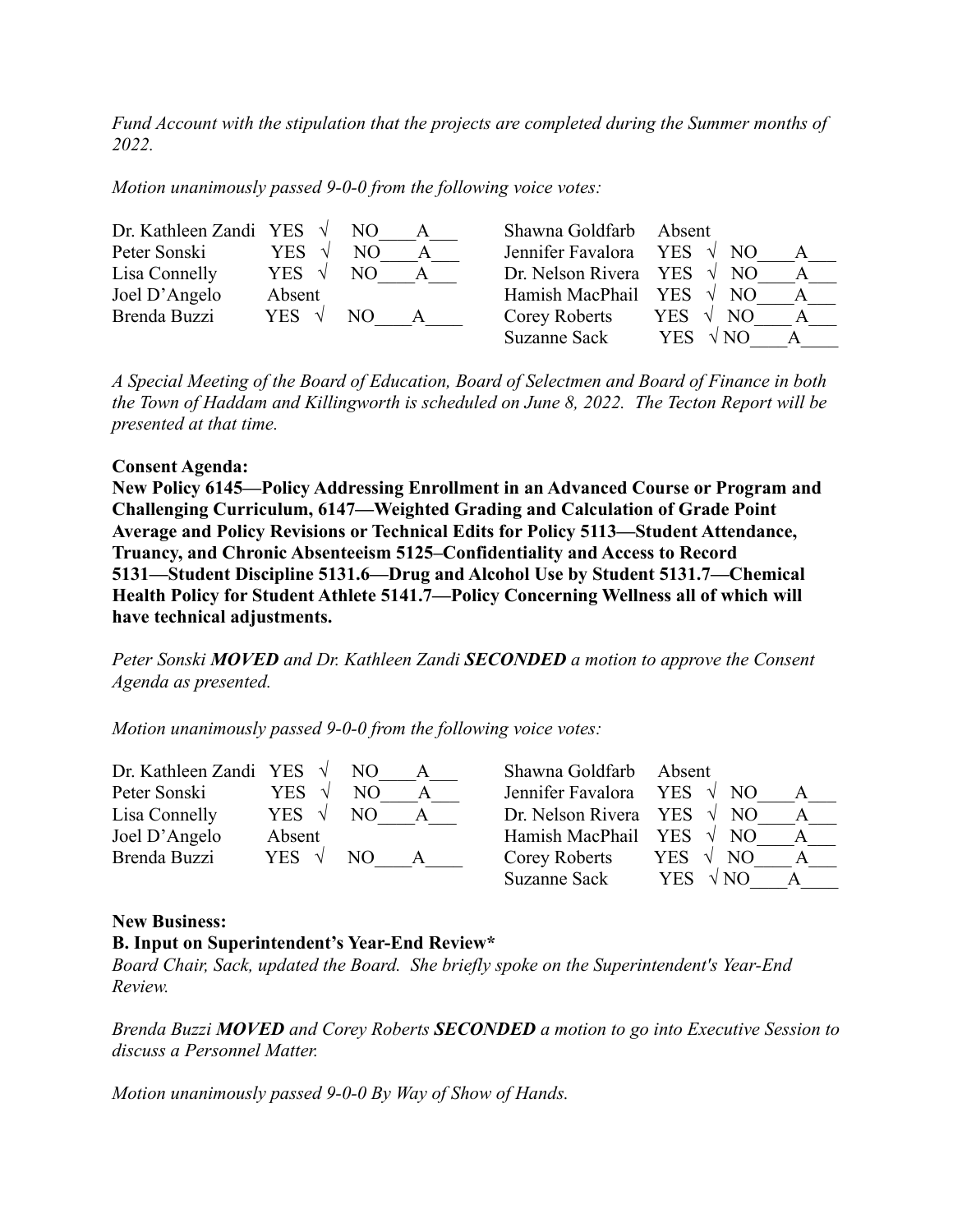*Fund Account with the stipulation that the projects are completed during the Summer months of 2022.*

*Motion unanimously passed 9-0-0 from the following voice votes:*

| | | | |
|---|---|---|---|
| Dr. Kathleen Zandi | YES √ NO____A___ | Shawna Goldfarb | Absent |
| Peter Sonski | YES √ NO____A___ | Jennifer Favalora | YES √ NO____A___ |
| Lisa Connelly | YES √ NO____A___ | Dr. Nelson Rivera | YES √ NO____A___ |
| Joel D'Angelo | Absent | Hamish MacPhail | YES √ NO____A___ |
| Brenda Buzzi | YES √ NO____A____ | Corey Roberts | YES √ NO____A___ |
| | | Suzanne Sack | YES √ NO____A____ |

*A Special Meeting of the Board of Education, Board of Selectmen and Board of Finance in both the Town of Haddam and Killingworth is scheduled on June 8, 2022. The Tecton Report will be presented at that time.*

**Consent Agenda:**
**New Policy 6145—Policy Addressing Enrollment in an Advanced Course or Program and Challenging Curriculum, 6147—Weighted Grading and Calculation of Grade Point Average and Policy Revisions or Technical Edits for Policy 5113—Student Attendance, Truancy, and Chronic Absenteeism 5125–Confidentiality and Access to Record 5131—Student Discipline 5131.6—Drug and Alcohol Use by Student 5131.7—Chemical Health Policy for Student Athlete 5141.7—Policy Concerning Wellness all of which will have technical adjustments.**

*Peter Sonski **MOVED** and Dr. Kathleen Zandi **SECONDED** a motion to approve the Consent Agenda as presented.*

*Motion unanimously passed 9-0-0 from the following voice votes:*

| | | | |
|---|---|---|---|
| Dr. Kathleen Zandi | YES √ NO____A___ | Shawna Goldfarb | Absent |
| Peter Sonski | YES √ NO____A___ | Jennifer Favalora | YES √ NO____A___ |
| Lisa Connelly | YES √ NO____A___ | Dr. Nelson Rivera | YES √ NO____A___ |
| Joel D'Angelo | Absent | Hamish MacPhail | YES √ NO____A___ |
| Brenda Buzzi | YES √ NO____A____ | Corey Roberts | YES √ NO____A___ |
| | | Suzanne Sack | YES √ NO____A____ |

**New Business:**
**B. Input on Superintendent's Year-End Review***
*Board Chair, Sack, updated the Board. She briefly spoke on the Superintendent's Year-End Review.*

*Brenda Buzzi **MOVED** and Corey Roberts **SECONDED** a motion to go into Executive Session to discuss a Personnel Matter.*

*Motion unanimously passed 9-0-0 By Way of Show of Hands.*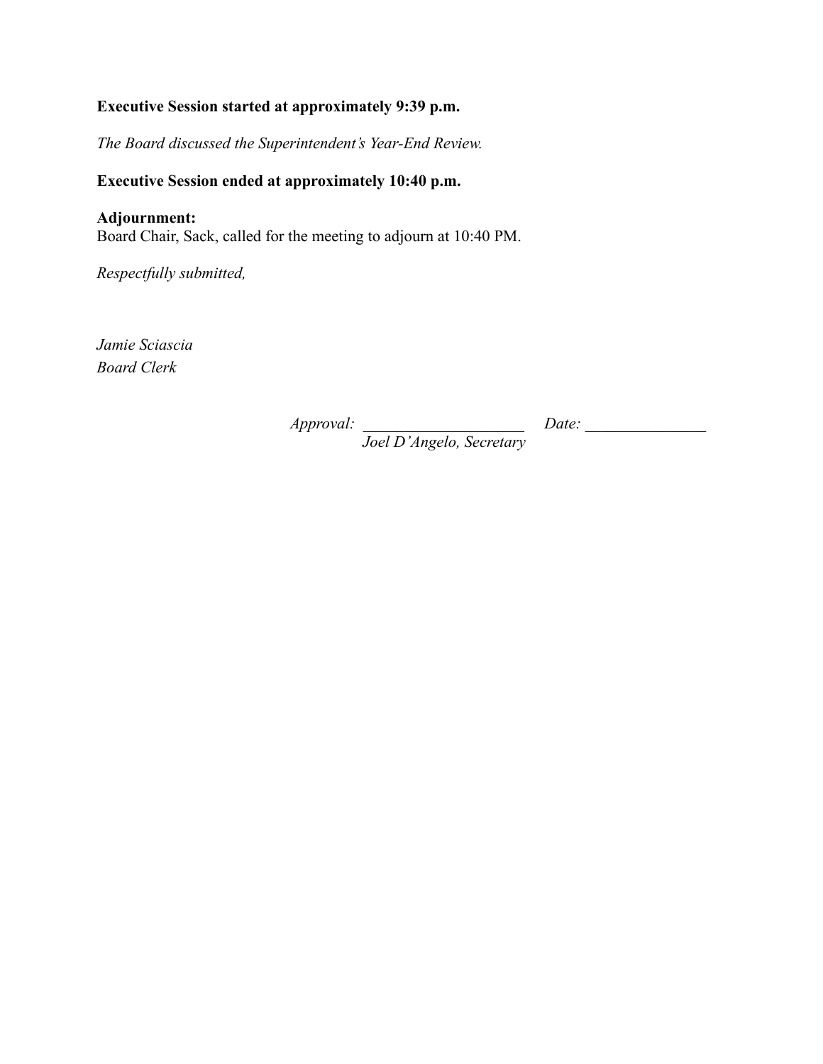**Executive Session started at approximately 9:39 p.m.**

*The Board discussed the Superintendent's Year-End Review.*

**Executive Session ended at approximately 10:40 p.m.**

**Adjournment:**
Board Chair, Sack, called for the meeting to adjourn at 10:40 PM.

*Respectfully submitted,*

*Jamie Sciascia*
*Board Clerk*

*Approval:* \_\_\_\_\_\_\_\_\_\_\_\_\_\_\_\_\_\_\_\_ *Date:* \_\_\_\_\_\_\_\_\_\_\_\_\_\_\_
*Joel D'Angelo, Secretary*